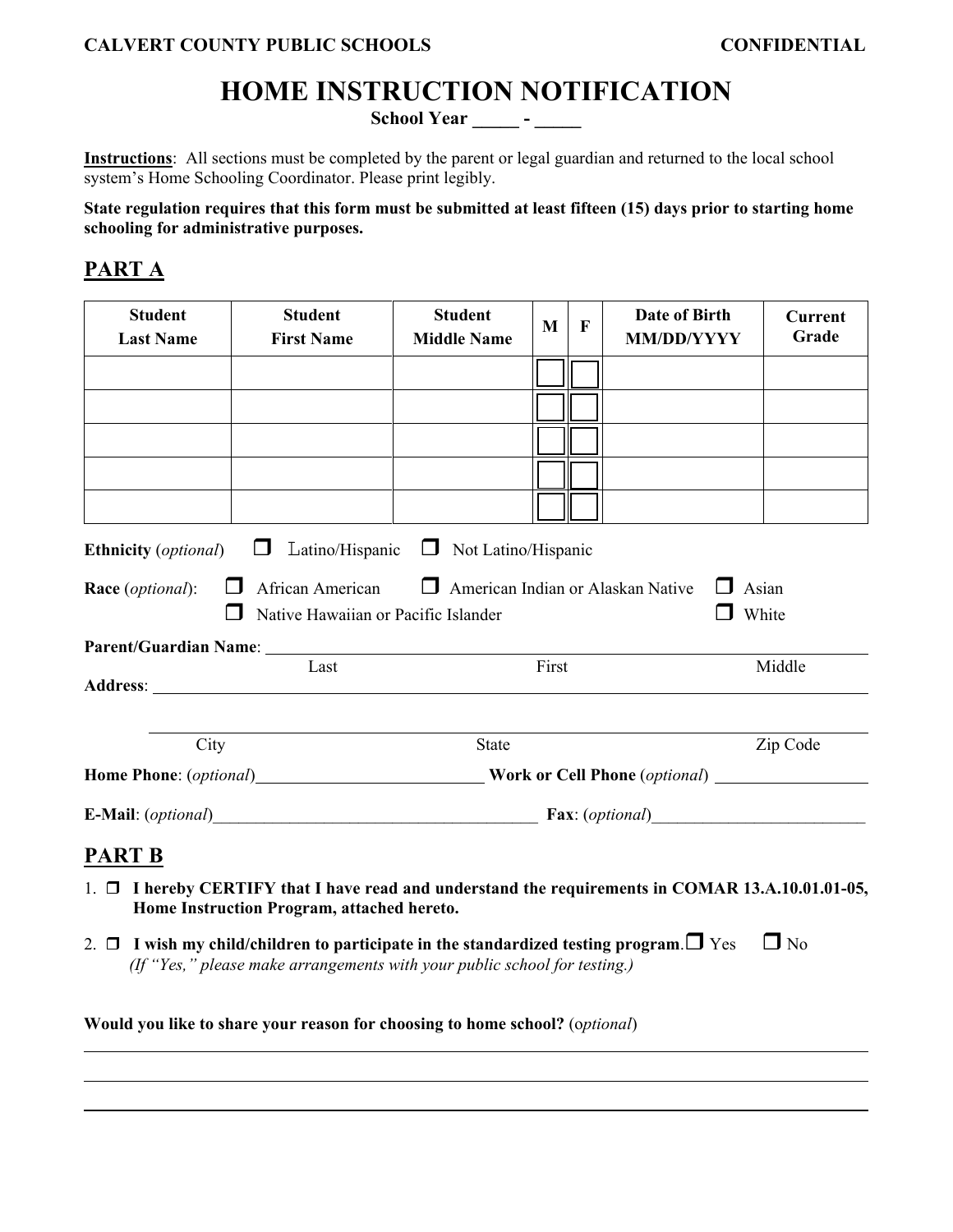**CALVERT COUNTY PUBLIC SCHOOLS** **CONFIDENTIAL**

# HOME INSTRUCTION NOTIFICATION

**School Year _____ - _____**

**Instructions**: All sections must be completed by the parent or legal guardian and returned to the local school system's Home Schooling Coordinator. Please print legibly.

**State regulation requires that this form must be submitted at least fifteen (15) days prior to starting home schooling for administrative purposes.**

## PART A

| Student Last Name | Student First Name | Student Middle Name | M | F | Date of Birth MM/DD/YYYY | Current Grade |
|---|---|---|---|---|---|---|
| | | | ☐ | ☐ | | |
| | | | ☐ | ☐ | | |
| | | | ☐ | ☐ | | |
| | | | ☐ | ☐ | | |
| | | | ☐ | ☐ | | |

**Ethnicity** (*optional*) ☐ Latino/Hispanic ☐ Not Latino/Hispanic

**Race** (*optional*): ☐ African American ☐ American Indian or Alaskan Native ☐ Asian
☐ Native Hawaiian or Pacific Islander ☐ White

**Parent/Guardian Name**: ______________________________________________
Last First Middle

**Address**: ______________________________________________

______________________________________________
City State Zip Code

**Home Phone**: (*optional*)____________________ **Work or Cell Phone** (*optional*) ____________________

**E-Mail**: (*optional*)________________________________ **Fax**: (*optional*)____________________

## PART B

1. ☐ **I hereby CERTIFY that I have read and understand the requirements in COMAR 13.A.10.01.01-05, Home Instruction Program, attached hereto.**

2. ☐ **I wish my child/children to participate in the standardized testing program.** ☐ Yes ☐ No
   *(If "Yes," please make arrangements with your public school for testing.)*

**Would you like to share your reason for choosing to home school?** (*optional*)

______________________________________________

______________________________________________

______________________________________________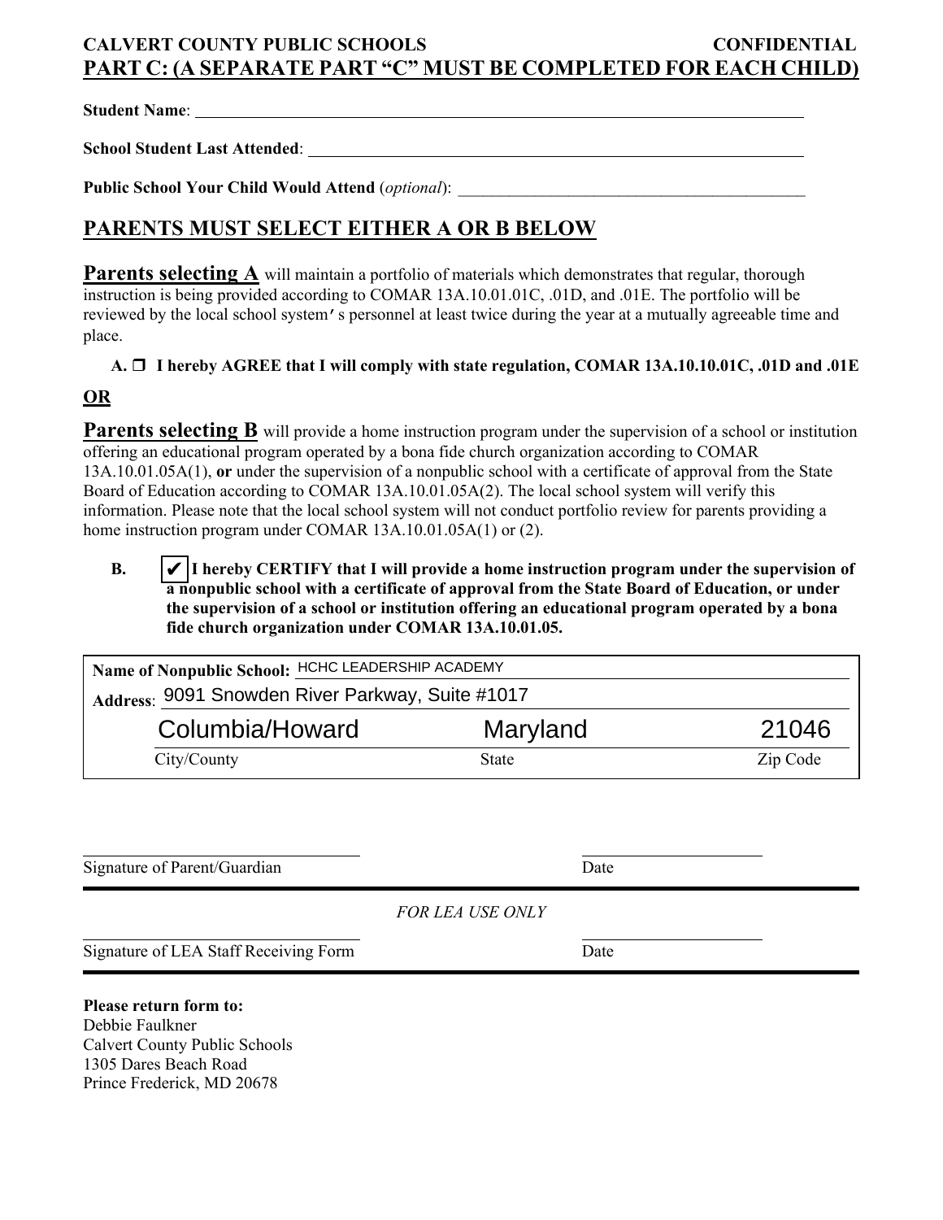**CALVERT COUNTY PUBLIC SCHOOLS** **CONFIDENTIAL**

## PART C: (A SEPARATE PART "C" MUST BE COMPLETED FOR EACH CHILD)

**Student Name**: ______________________________

**School Student Last Attended**: ______________________________

**Public School Your Child Would Attend** (*optional*): ______________________________

## PARENTS MUST SELECT EITHER A OR B BELOW

**Parents selecting A** will maintain a portfolio of materials which demonstrates that regular, thorough instruction is being provided according to COMAR 13A.10.01.01C, .01D, and .01E. The portfolio will be reviewed by the local school system's personnel at least twice during the year at a mutually agreeable time and place.

**A. ☐ I hereby AGREE that I will comply with state regulation, COMAR 13A.10.10.01C, .01D and .01E**

**OR**

**Parents selecting B** will provide a home instruction program under the supervision of a school or institution offering an educational program operated by a bona fide church organization according to COMAR 13A.10.01.05A(1), **or** under the supervision of a nonpublic school with a certificate of approval from the State Board of Education according to COMAR 13A.10.01.05A(2). The local school system will verify this information. Please note that the local school system will not conduct portfolio review for parents providing a home instruction program under COMAR 13A.10.01.05A(1) or (2).

**B. ✔ I hereby CERTIFY that I will provide a home instruction program under the supervision of a nonpublic school with a certificate of approval from the State Board of Education, or under the supervision of a school or institution offering an educational program operated by a bona fide church organization under COMAR 13A.10.01.05.**

**Name of Nonpublic School:** HCHC LEADERSHIP ACADEMY

**Address**: 9091 Snowden River Parkway, Suite #1017

| City/County | State | Zip Code |
|---|---|---|
| Columbia/Howard | Maryland | 21046 |

______________________________ ______________________________

Signature of Parent/Guardian Date

*FOR LEA USE ONLY*

______________________________ ______________________________

Signature of LEA Staff Receiving Form Date

**Please return form to:**
Debbie Faulkner
Calvert County Public Schools
1305 Dares Beach Road
Prince Frederick, MD 20678